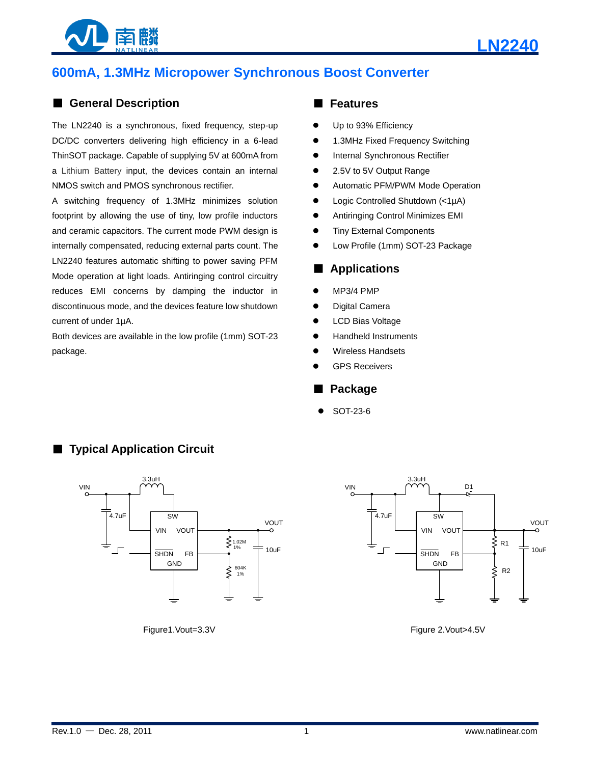# 600mA, 1.3MHz Micropower Synchronous Boost Converter

## General Description

The LN2240 is a synchronous, fixed frequency, step-up DC/DC converters delivering high efficiency in a 6-lead ThinSOT package. Capable of supplying 5V at 600mA from a Lithium Battery input, the devices contain an internal NMOS switch and PMOS synchronous rectifier.

A switching frequency of 1.3MHz minimizes solution footprint by allowing the use of tiny, low profile inductors and ceramic capacitors. The current mode PWM design is internally compensated, reducing external parts count. The LN2240 features automatic shifting to power saving PFM Mode operation at light loads. Antiringing control circuitry reduces EMI concerns by damping the inductor in discontinuous mode, and the devices feature low shutdown current of under 1µA.

Both devices are available in the low profile (1mm) SOT-23 package.

## Features

- Up to 93% Efficiency
- 1.3MHz Fixed Frequency Switching
- Internal Synchronous Rectifier
- 2.5V to 5V Output Range
- Automatic PFM/PWM Mode Operation
- Logic Controlled Shutdown (<1µA)
- Antiringing Control Minimizes EMI
- Tiny External Components
- Low Profile (1mm) SOT-23 Package

## Applications

- MP3/4 PMP
- Digital Camera
- LCD Bias Voltage
- Handheld Instruments
- Wireless Handsets
- GPS Receivers

## Package

- SOT-23-6

## Typical Application Circuit

Figure1.Vout=3.3V

Figure 2.Vout>4.5V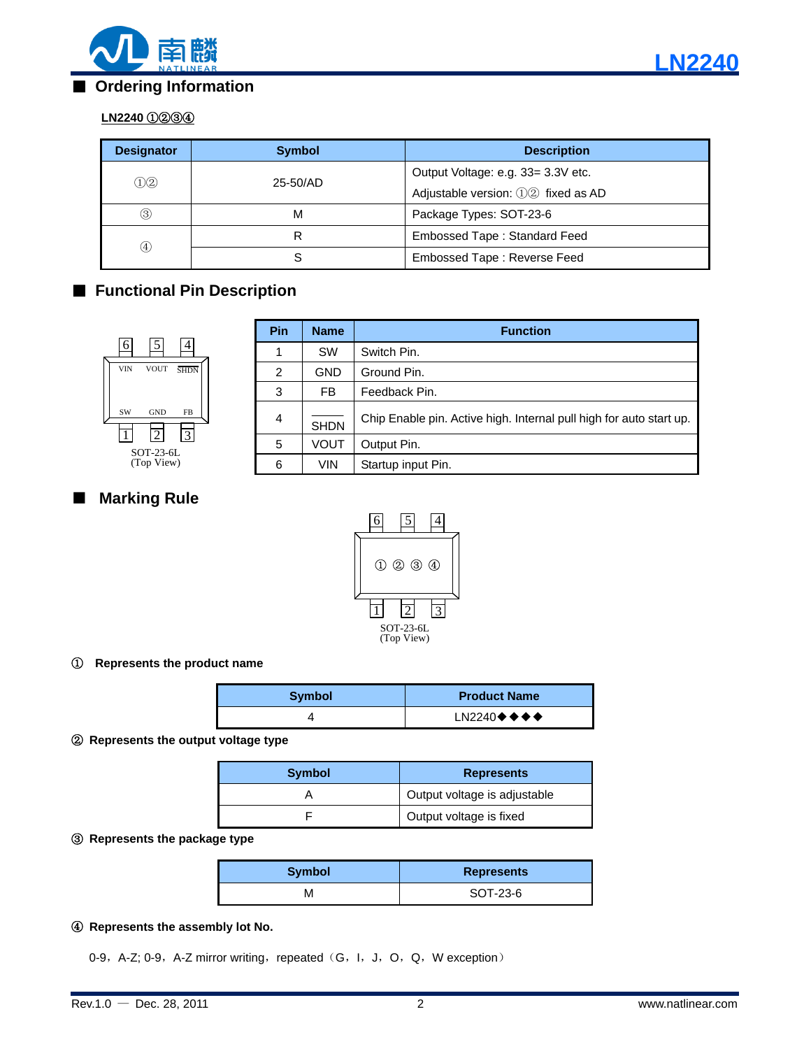## Ordering Information

**LN2240 ①②③④**

| Designator | Symbol | Description |
|---|---|---|
| ①② | 25-50/AD | Output Voltage: e.g. 33= 3.3V etc.<br>Adjustable version: ①② fixed as AD |
| ③ | M | Package Types: SOT-23-6 |
| ④ | R | Embossed Tape : Standard Feed |
| | S | Embossed Tape : Reverse Feed |

## Functional Pin Description

6 5 4
VIN VOUT SHDN
SW GND FB
1 2 3
SOT-23-6L
(Top View)

| Pin | Name | Function |
|---|---|---|
| 1 | SW | Switch Pin. |
| 2 | GND | Ground Pin. |
| 3 | FB | Feedback Pin. |
| 4 | $\overline{SHDN}$ | Chip Enable pin. Active high. Internal pull high for auto start up. |
| 5 | VOUT | Output Pin. |
| 6 | VIN | Startup input Pin. |

## Marking Rule

6 5 4
① ② ③ ④
1 2 3
SOT-23-6L
(Top View)

① **Represents the product name**

| Symbol | Product Name |
|---|---|
| 4 | LN2240◆◆◆◆ |

② **Represents the output voltage type**

| Symbol | Represents |
|---|---|
| A | Output voltage is adjustable |
| F | Output voltage is fixed |

③ **Represents the package type**

| Symbol | Represents |
|---|---|
| M | SOT-23-6 |

④ **Represents the assembly lot No.**

0-9，A-Z; 0-9，A-Z mirror writing，repeated（G，I，J，O，Q，W exception）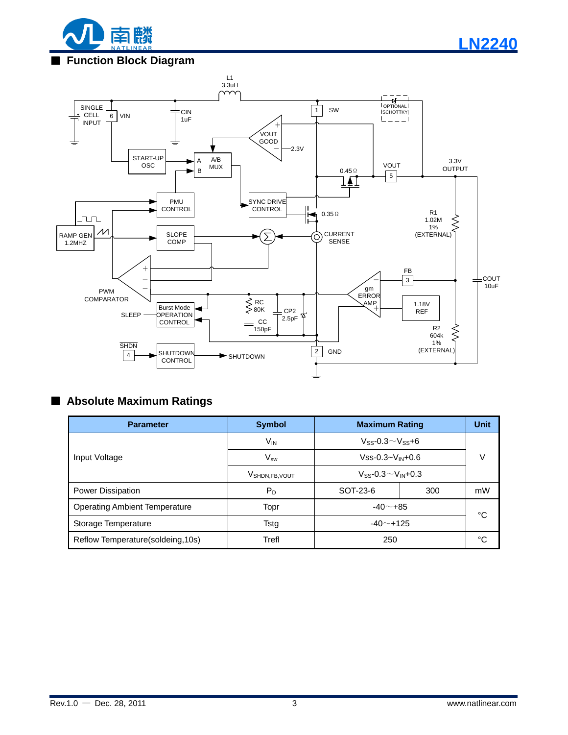## Function Block Diagram

## Absolute Maximum Ratings

| Parameter | Symbol | Maximum Rating | | Unit |
|---|---|---|---|---|
| Input Voltage | $V_{IN}$ | $V_{SS}$-0.3～$V_{SS}$+6 | | V |
| | $V_{sw}$ | Vss-0.3~$V_{IN}$+0.6 | | |
| | $V_{SHDN,FB,VOUT}$ | $V_{SS}$-0.3～$V_{IN}$+0.3 | | |
| Power Dissipation | $P_D$ | SOT-23-6 | 300 | mW |
| Operating Ambient Temperature | Topr | -40～+85 | | °C |
| Storage Temperature | Tstg | -40～+125 | | |
| Reflow Temperature(soldeing,10s) | Trefl | 250 | | °C |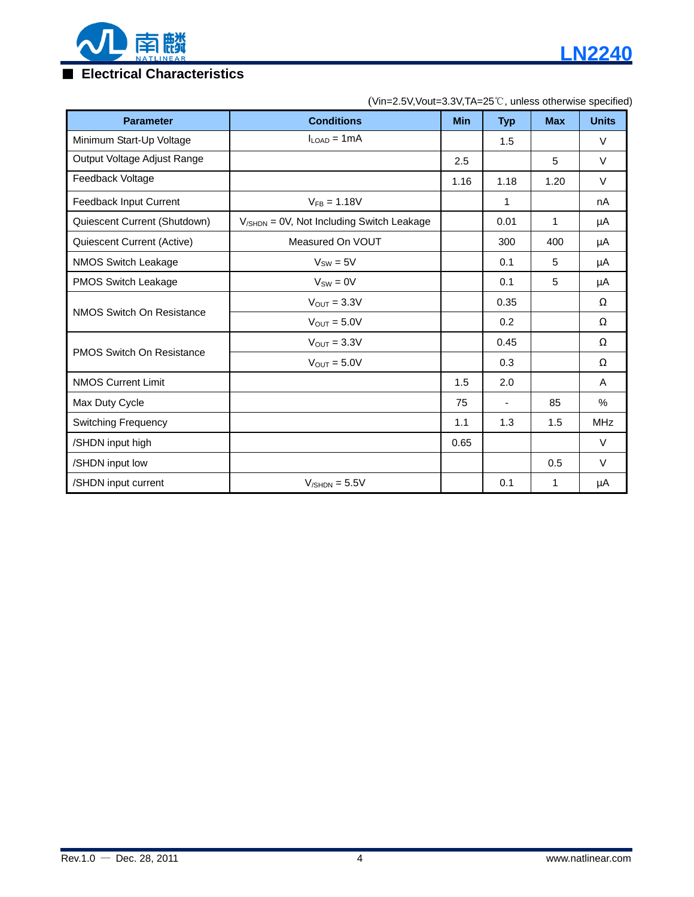## Electrical Characteristics

(Vin=2.5V,Vout=3.3V,TA=25℃, unless otherwise specified)

| Parameter | Conditions | Min | Typ | Max | Units |
|---|---|---|---|---|---|
| Minimum Start-Up Voltage | $I_{LOAD}$ = 1mA | | 1.5 | | V |
| Output Voltage Adjust Range | | 2.5 | | 5 | V |
| Feedback Voltage | | 1.16 | 1.18 | 1.20 | V |
| Feedback Input Current | $V_{FB}$ = 1.18V | | 1 | | nA |
| Quiescent Current (Shutdown) | $V_{/SHDN}$ = 0V, Not Including Switch Leakage | | 0.01 | 1 | μA |
| Quiescent Current (Active) | Measured On VOUT | | 300 | 400 | μA |
| NMOS Switch Leakage | $V_{SW}$ = 5V | | 0.1 | 5 | μA |
| PMOS Switch Leakage | $V_{SW}$ = 0V | | 0.1 | 5 | μA |
| NMOS Switch On Resistance | $V_{OUT}$ = 3.3V | | 0.35 | | Ω |
| | $V_{OUT}$ = 5.0V | | 0.2 | | Ω |
| PMOS Switch On Resistance | $V_{OUT}$ = 3.3V | | 0.45 | | Ω |
| | $V_{OUT}$ = 5.0V | | 0.3 | | Ω |
| NMOS Current Limit | | 1.5 | 2.0 | | A |
| Max Duty Cycle | | 75 | - | 85 | % |
| Switching Frequency | | 1.1 | 1.3 | 1.5 | MHz |
| /SHDN input high | | 0.65 | | | V |
| /SHDN input low | | | | 0.5 | V |
| /SHDN input current | $V_{/SHDN}$ = 5.5V | | 0.1 | 1 | μA |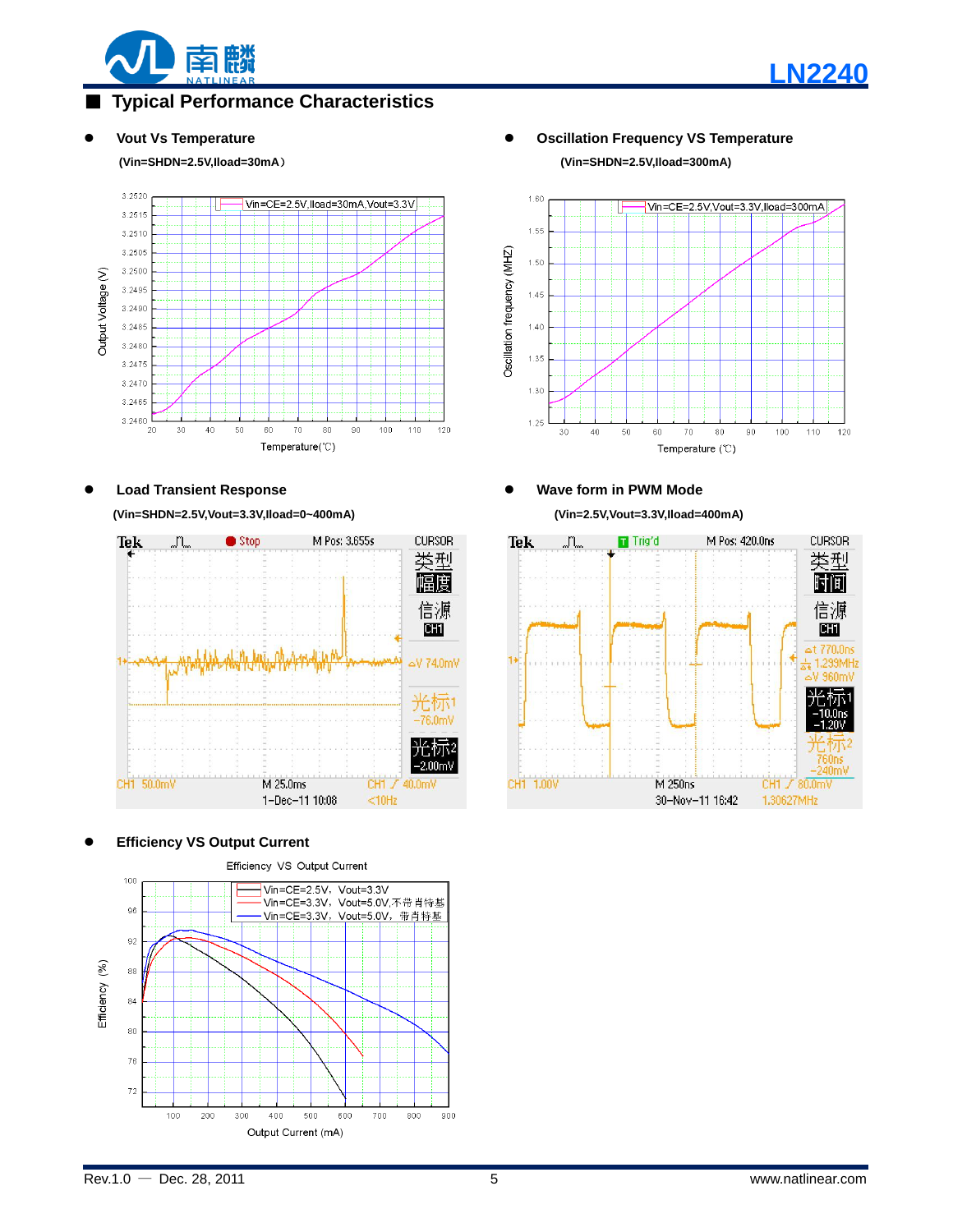## ■ Typical Performance Characteristics

- **Vout Vs Temperature**

**(Vin=SHDN=2.5V,Iload=30mA）**

- **Oscillation Frequency VS Temperature**

**(Vin=SHDN=2.5V,Iload=300mA)**

- **Load Transient Response**

**(Vin=SHDN=2.5V,Vout=3.3V,Iload=0~400mA)**

- **Wave form in PWM Mode**

**(Vin=2.5V,Vout=3.3V,Iload=400mA)**

- **Efficiency VS Output Current**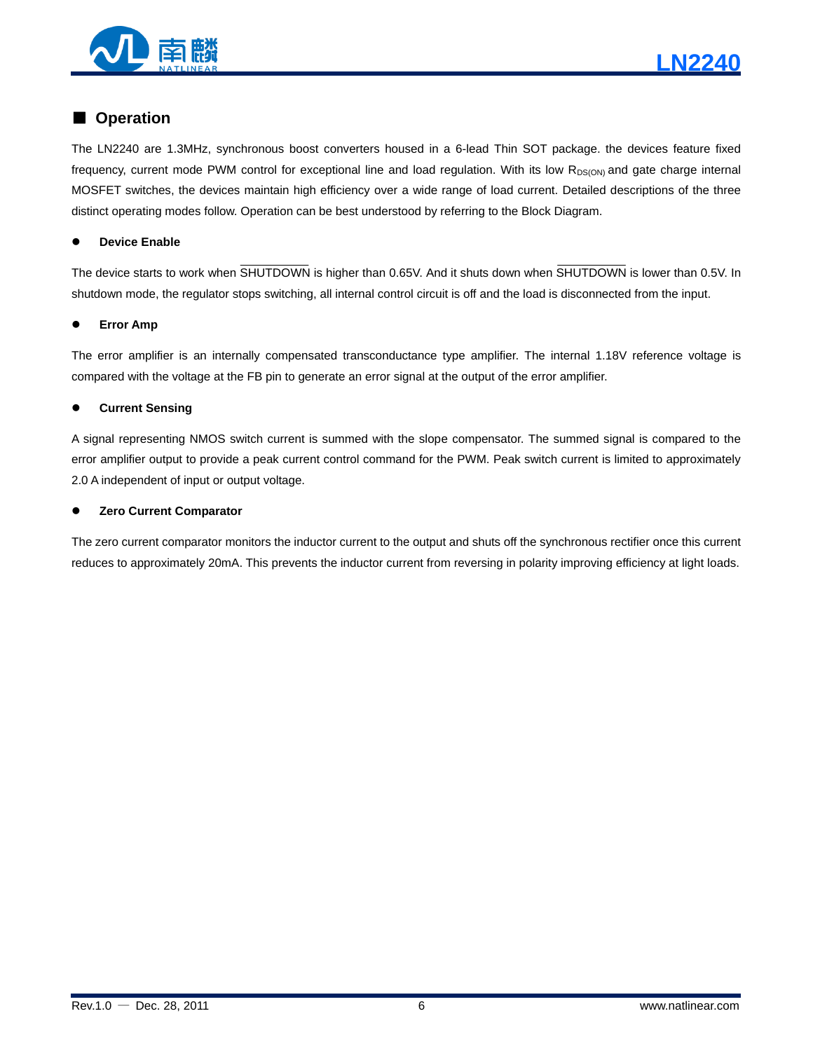## Operation

The LN2240 are 1.3MHz, synchronous boost converters housed in a 6-lead Thin SOT package. the devices feature fixed frequency, current mode PWM control for exceptional line and load regulation. With its low $R_{DS(ON)}$ and gate charge internal MOSFET switches, the devices maintain high efficiency over a wide range of load current. Detailed descriptions of the three distinct operating modes follow. Operation can be best understood by referring to the Block Diagram.

- **Device Enable**

The device starts to work when $\overline{\text{SHUTDOWN}}$ is higher than 0.65V. And it shuts down when $\overline{\text{SHUTDOWN}}$ is lower than 0.5V. In shutdown mode, the regulator stops switching, all internal control circuit is off and the load is disconnected from the input.

- **Error Amp**

The error amplifier is an internally compensated transconductance type amplifier. The internal 1.18V reference voltage is compared with the voltage at the FB pin to generate an error signal at the output of the error amplifier.

- **Current Sensing**

A signal representing NMOS switch current is summed with the slope compensator. The summed signal is compared to the error amplifier output to provide a peak current control command for the PWM. Peak switch current is limited to approximately 2.0 A independent of input or output voltage.

- **Zero Current Comparator**

The zero current comparator monitors the inductor current to the output and shuts off the synchronous rectifier once this current reduces to approximately 20mA. This prevents the inductor current from reversing in polarity improving efficiency at light loads.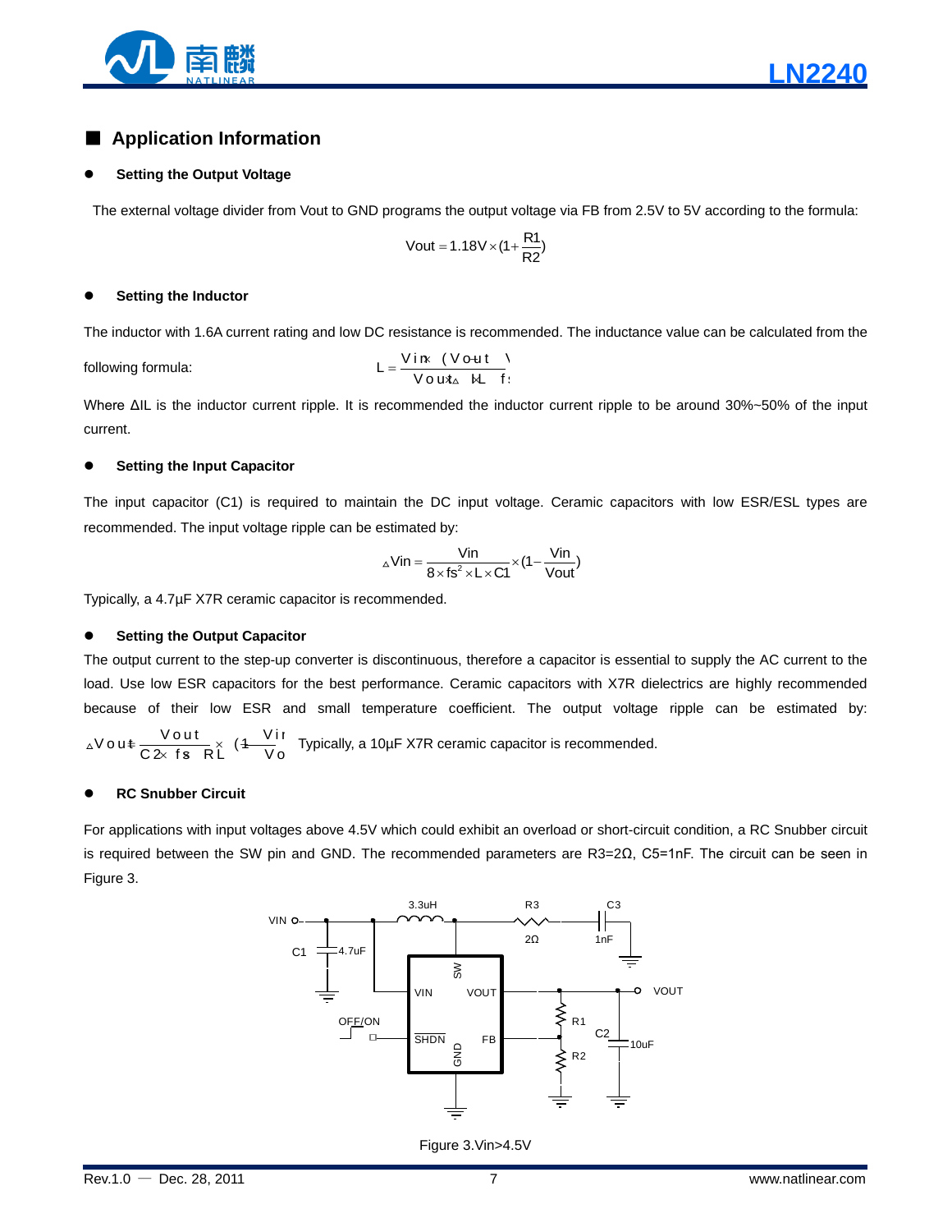## Application Information

- **Setting the Output Voltage**

The external voltage divider from Vout to GND programs the output voltage via FB from 2.5V to 5V according to the formula:

$$Vout = 1.18V \times (1 + \frac{R1}{R2})$$

- **Setting the Inductor**

The inductor with 1.6A current rating and low DC resistance is recommended. The inductance value can be calculated from the following formula:

$$L = \frac{Vin \times (Vout - Vin)}{Vout \times \Delta IL \times fs}$$

Where ΔIL is the inductor current ripple. It is recommended the inductor current ripple to be around 30%~50% of the input current.

- **Setting the Input Capacitor**

The input capacitor (C1) is required to maintain the DC input voltage. Ceramic capacitors with low ESR/ESL types are recommended. The input voltage ripple can be estimated by:

$$\Delta Vin = \frac{Vin}{8 \times fs^2 \times L \times C1} \times (1 - \frac{Vin}{Vout})$$

Typically, a 4.7μF X7R ceramic capacitor is recommended.

- **Setting the Output Capacitor**

The output current to the step-up converter is discontinuous, therefore a capacitor is essential to supply the AC current to the load. Use low ESR capacitors for the best performance. Ceramic capacitors with X7R dielectrics are highly recommended because of their low ESR and small temperature coefficient. The output voltage ripple can be estimated by: $\Delta Vout = \frac{Vout}{C2 \times fs \times RL} \times (1 - \frac{Vin}{Vout})$ Typically, a 10μF X7R ceramic capacitor is recommended.

- **RC Snubber Circuit**

For applications with input voltages above 4.5V which could exhibit an overload or short-circuit condition, a RC Snubber circuit is required between the SW pin and GND. The recommended parameters are R3=2Ω, C5=1nF. The circuit can be seen in Figure 3.

Figure 3.Vin>4.5V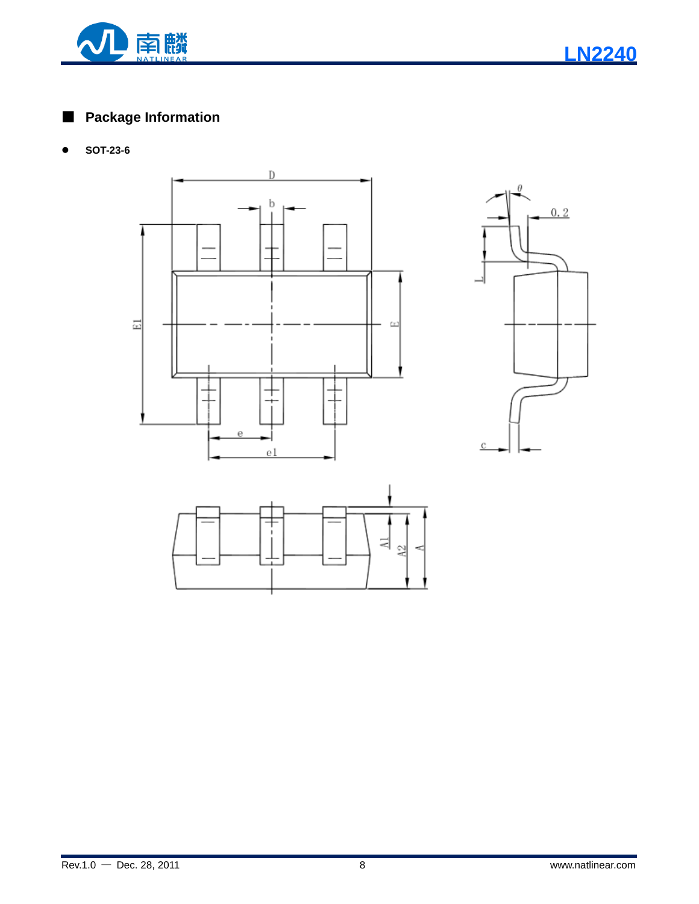## Package Information

- **SOT-23-6**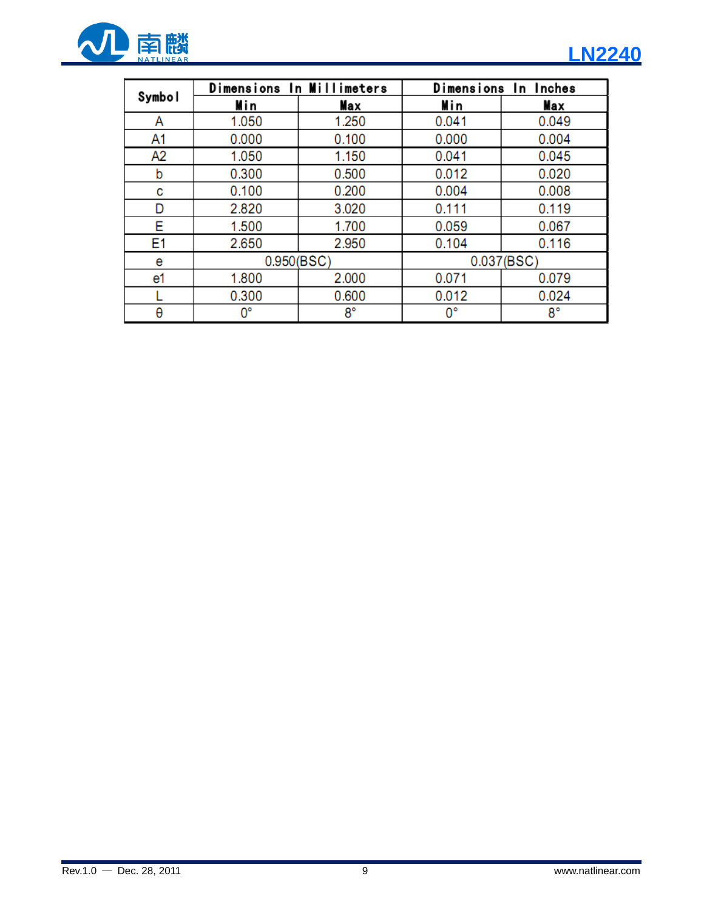| Symbol | Dimensions In Millimeters | | Dimensions In Inches | |
|---|---|---|---|---|
| | Min | Max | Min | Max |
| A | 1.050 | 1.250 | 0.041 | 0.049 |
| A1 | 0.000 | 0.100 | 0.000 | 0.004 |
| A2 | 1.050 | 1.150 | 0.041 | 0.045 |
| b | 0.300 | 0.500 | 0.012 | 0.020 |
| c | 0.100 | 0.200 | 0.004 | 0.008 |
| D | 2.820 | 3.020 | 0.111 | 0.119 |
| E | 1.500 | 1.700 | 0.059 | 0.067 |
| E1 | 2.650 | 2.950 | 0.104 | 0.116 |
| e | 0.950(BSC) | | 0.037(BSC) | |
| e1 | 1.800 | 2.000 | 0.071 | 0.079 |
| L | 0.300 | 0.600 | 0.012 | 0.024 |
| θ | 0° | 8° | 0° | 8° |